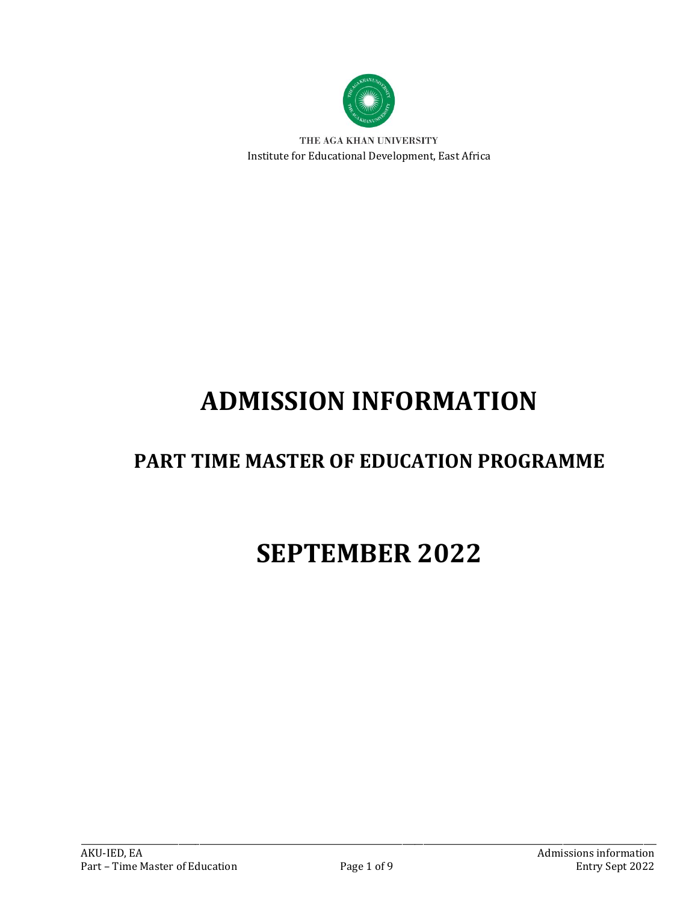THE AGA KHAN UNIVERSITY

Institute for Educational Development, East Africa

# ADMISSION INFORMATION

## PART TIME MASTER OF EDUCATION PROGRAMME

# SEPTEMBER 2022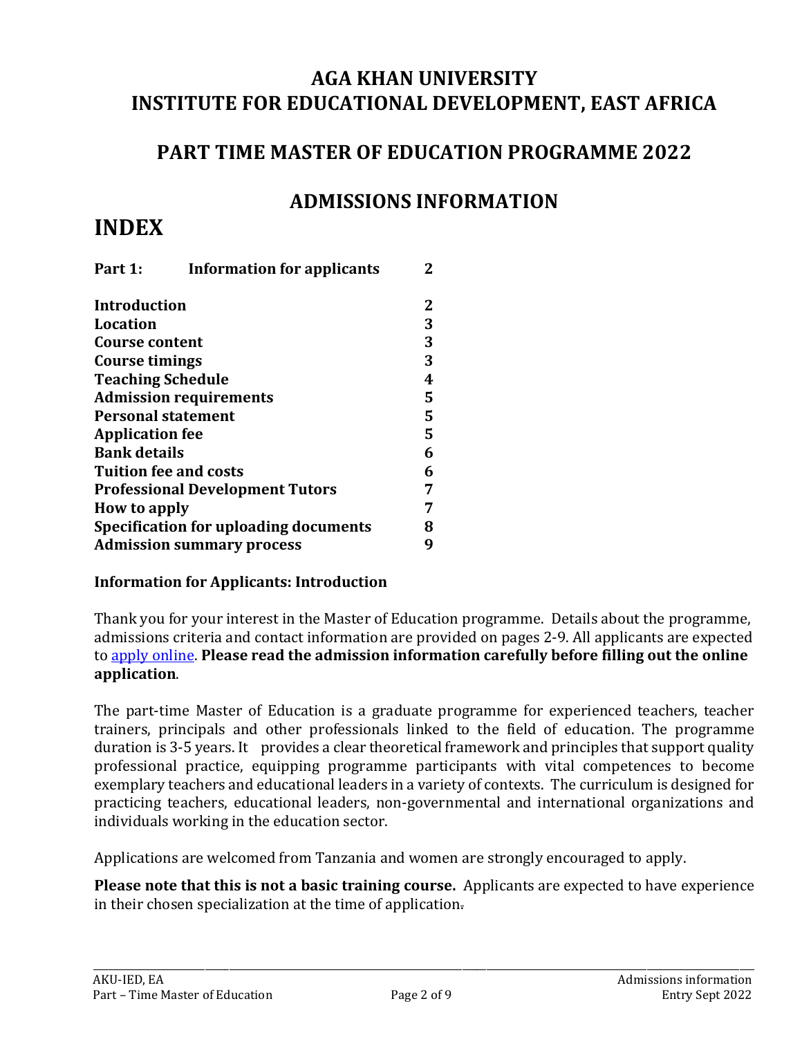# AGA KHAN UNIVERSITY
# INSTITUTE FOR EDUCATIONAL DEVELOPMENT, EAST AFRICA

## PART TIME MASTER OF EDUCATION PROGRAMME 2022

## ADMISSIONS INFORMATION

# INDEX

| | |
|---|---|
| **Part 1: Information for applicants** | **2** |
| **Introduction** | **2** |
| **Location** | **3** |
| **Course content** | **3** |
| **Course timings** | **3** |
| **Teaching Schedule** | **4** |
| **Admission requirements** | **5** |
| **Personal statement** | **5** |
| **Application fee** | **5** |
| **Bank details** | **6** |
| **Tuition fee and costs** | **6** |
| **Professional Development Tutors** | **7** |
| **How to apply** | **7** |
| **Specification for uploading documents** | **8** |
| **Admission summary process** | **9** |

**Information for Applicants: Introduction**

Thank you for your interest in the Master of Education programme. Details about the programme, admissions criteria and contact information are provided on pages 2-9. All applicants are expected to apply online. **Please read the admission information carefully before filling out the online application**.

The part-time Master of Education is a graduate programme for experienced teachers, teacher trainers, principals and other professionals linked to the field of education. The programme duration is 3-5 years. It provides a clear theoretical framework and principles that support quality professional practice, equipping programme participants with vital competences to become exemplary teachers and educational leaders in a variety of contexts. The curriculum is designed for practicing teachers, educational leaders, non-governmental and international organizations and individuals working in the education sector.

Applications are welcomed from Tanzania and women are strongly encouraged to apply.

**Please note that this is not a basic training course.** Applicants are expected to have experience in their chosen specialization at the time of application.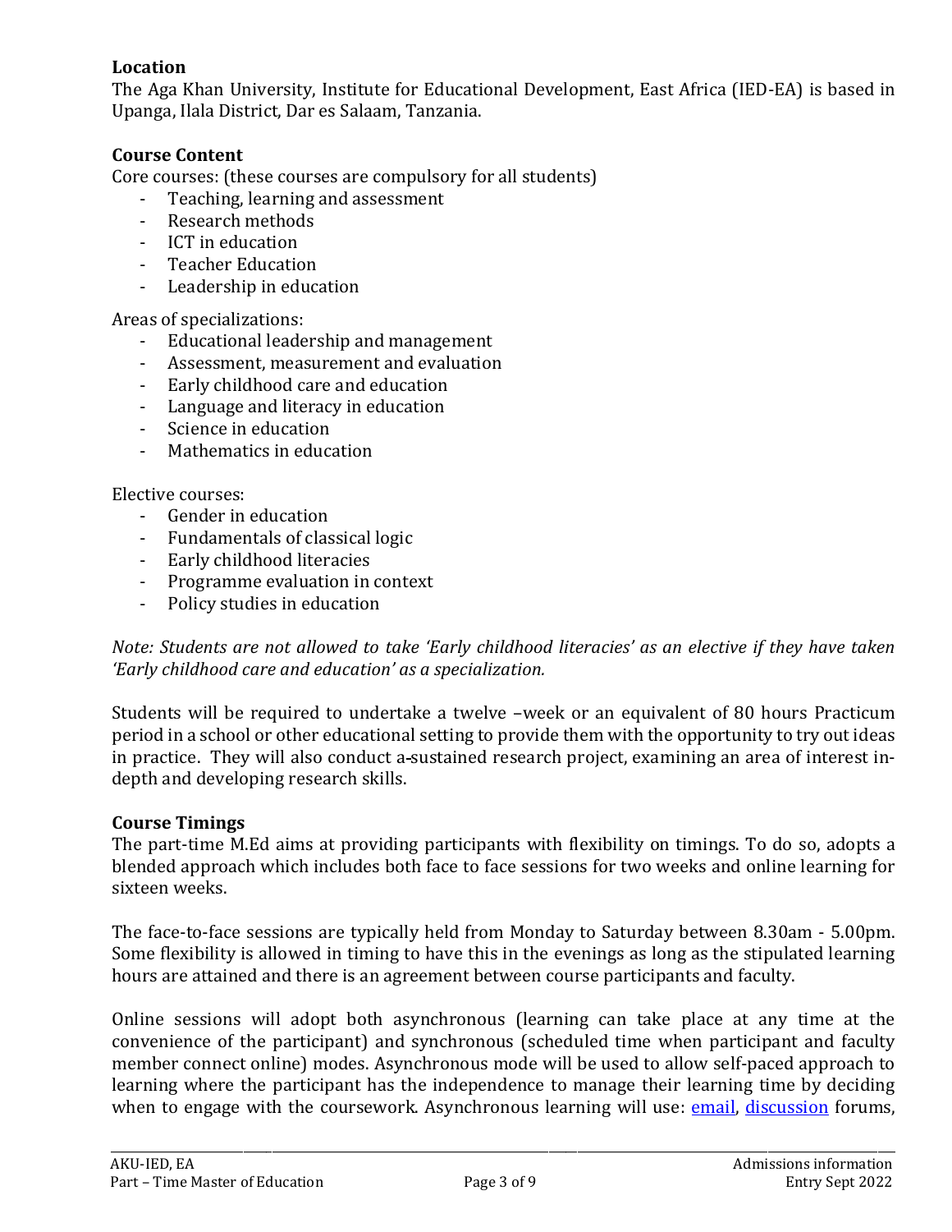### Location

The Aga Khan University, Institute for Educational Development, East Africa (IED-EA) is based in Upanga, Ilala District, Dar es Salaam, Tanzania.

### Course Content

Core courses: (these courses are compulsory for all students)

- Teaching, learning and assessment
- Research methods
- ICT in education
- Teacher Education
- Leadership in education

Areas of specializations:

- Educational leadership and management
- Assessment, measurement and evaluation
- Early childhood care and education
- Language and literacy in education
- Science in education
- Mathematics in education

Elective courses:

- Gender in education
- Fundamentals of classical logic
- Early childhood literacies
- Programme evaluation in context
- Policy studies in education

*Note: Students are not allowed to take 'Early childhood literacies' as an elective if they have taken 'Early childhood care and education' as a specialization.*

Students will be required to undertake a twelve –week or an equivalent of 80 hours Practicum period in a school or other educational setting to provide them with the opportunity to try out ideas in practice. They will also conduct a-sustained research project, examining an area of interest in-depth and developing research skills.

### Course Timings

The part-time M.Ed aims at providing participants with flexibility on timings. To do so, adopts a blended approach which includes both face to face sessions for two weeks and online learning for sixteen weeks.

The face-to-face sessions are typically held from Monday to Saturday between 8.30am - 5.00pm. Some flexibility is allowed in timing to have this in the evenings as long as the stipulated learning hours are attained and there is an agreement between course participants and faculty.

Online sessions will adopt both asynchronous (learning can take place at any time at the convenience of the participant) and synchronous (scheduled time when participant and faculty member connect online) modes. Asynchronous mode will be used to allow self-paced approach to learning where the participant has the independence to manage their learning time by deciding when to engage with the coursework. Asynchronous learning will use: email, discussion forums,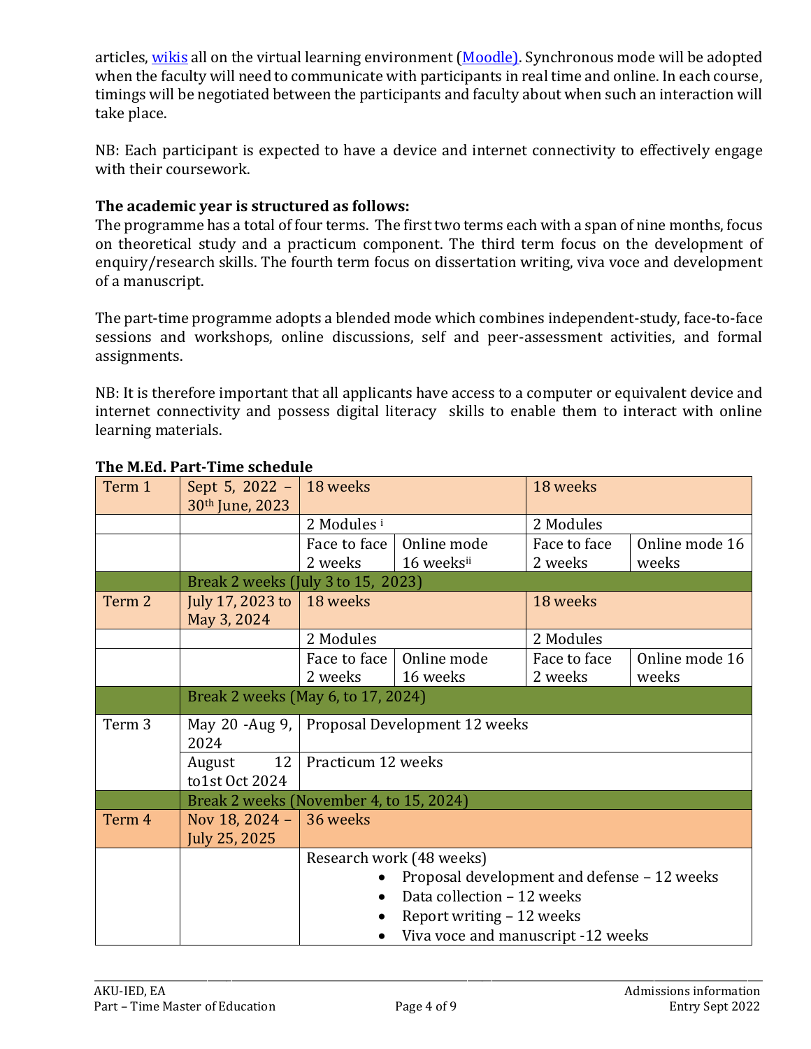articles, wikis all on the virtual learning environment (Moodle). Synchronous mode will be adopted when the faculty will need to communicate with participants in real time and online. In each course, timings will be negotiated between the participants and faculty about when such an interaction will take place.

NB: Each participant is expected to have a device and internet connectivity to effectively engage with their coursework.

**The academic year is structured as follows:**
The programme has a total of four terms. The first two terms each with a span of nine months, focus on theoretical study and a practicum component. The third term focus on the development of enquiry/research skills. The fourth term focus on dissertation writing, viva voce and development of a manuscript.

The part-time programme adopts a blended mode which combines independent-study, face-to-face sessions and workshops, online discussions, self and peer-assessment activities, and formal assignments.

NB: It is therefore important that all applicants have access to a computer or equivalent device and internet connectivity and possess digital literacy skills to enable them to interact with online learning materials.

**The M.Ed. Part-Time schedule**

| Term 1 | Sept 5, 2022 – 30th June, 2023 | 18 weeks | | 18 weeks | |
|---|---|---|---|---|---|
| | | 2 Modules [i] | | 2 Modules | |
| | | Face to face 2 weeks | Online mode 16 weeks[ii] | Face to face 2 weeks | Online mode 16 weeks |
| | Break 2 weeks (July 3 to 15, 2023) | | | | |
| Term 2 | July 17, 2023 to May 3, 2024 | 18 weeks | | 18 weeks | |
| | | 2 Modules | | 2 Modules | |
| | | Face to face 2 weeks | Online mode 16 weeks | Face to face 2 weeks | Online mode 16 weeks |
| | Break 2 weeks (May 6, to 17, 2024) | | | | |
| Term 3 | May 20 -Aug 9, 2024 | Proposal Development 12 weeks | | | |
| | August 12 to1st Oct 2024 | Practicum 12 weeks | | | |
| | Break 2 weeks (November 4, to 15, 2024) | | | | |
| Term 4 | Nov 18, 2024 – July 25, 2025 | 36 weeks | | | |
| | | Research work (48 weeks)<br>• Proposal development and defense – 12 weeks<br>• Data collection – 12 weeks<br>• Report writing – 12 weeks<br>• Viva voce and manuscript -12 weeks | | | |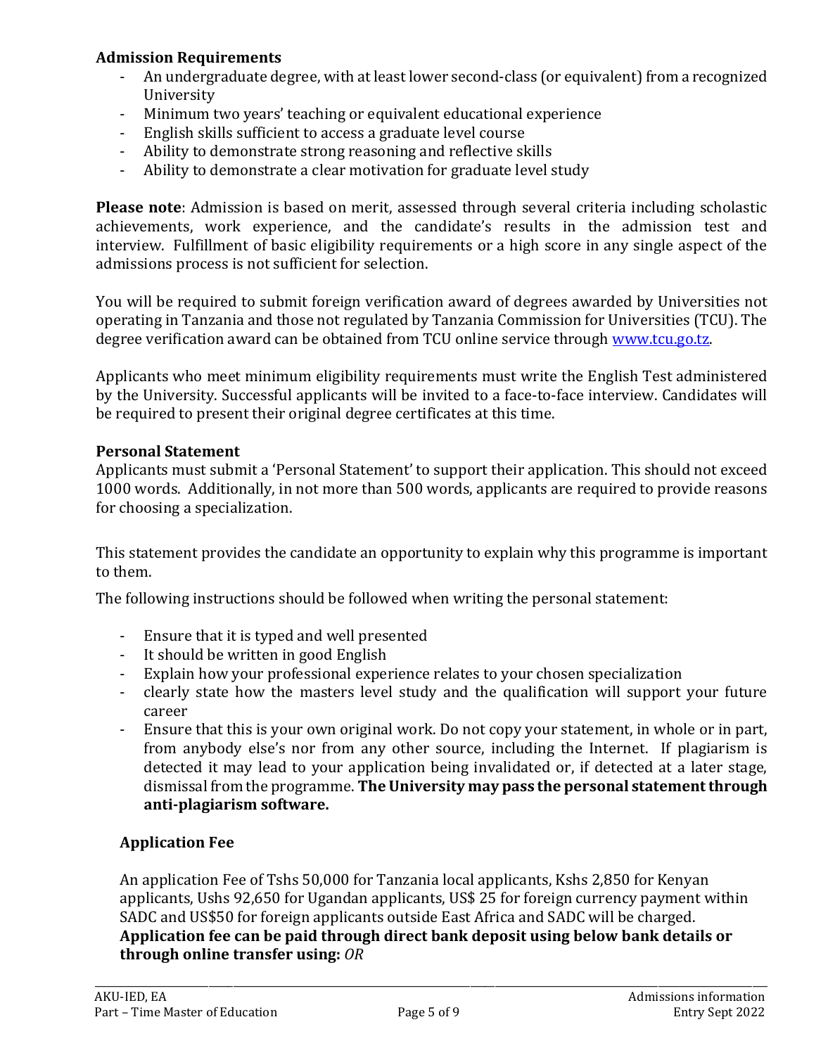**Admission Requirements**

- An undergraduate degree, with at least lower second-class (or equivalent) from a recognized University
- Minimum two years' teaching or equivalent educational experience
- English skills sufficient to access a graduate level course
- Ability to demonstrate strong reasoning and reflective skills
- Ability to demonstrate a clear motivation for graduate level study

**Please note**: Admission is based on merit, assessed through several criteria including scholastic achievements, work experience, and the candidate's results in the admission test and interview. Fulfillment of basic eligibility requirements or a high score in any single aspect of the admissions process is not sufficient for selection.

You will be required to submit foreign verification award of degrees awarded by Universities not operating in Tanzania and those not regulated by Tanzania Commission for Universities (TCU). The degree verification award can be obtained from TCU online service through [www.tcu.go.tz](www.tcu.go.tz).

Applicants who meet minimum eligibility requirements must write the English Test administered by the University. Successful applicants will be invited to a face-to-face interview. Candidates will be required to present their original degree certificates at this time.

**Personal Statement**

Applicants must submit a 'Personal Statement' to support their application. This should not exceed 1000 words. Additionally, in not more than 500 words, applicants are required to provide reasons for choosing a specialization.

This statement provides the candidate an opportunity to explain why this programme is important to them.

The following instructions should be followed when writing the personal statement:

- Ensure that it is typed and well presented
- It should be written in good English
- Explain how your professional experience relates to your chosen specialization
- clearly state how the masters level study and the qualification will support your future career
- Ensure that this is your own original work. Do not copy your statement, in whole or in part, from anybody else's nor from any other source, including the Internet. If plagiarism is detected it may lead to your application being invalidated or, if detected at a later stage, dismissal from the programme. **The University may pass the personal statement through anti-plagiarism software.**

**Application Fee**

An application Fee of Tshs 50,000 for Tanzania local applicants, Kshs 2,850 for Kenyan applicants, Ushs 92,650 for Ugandan applicants, US$ 25 for foreign currency payment within SADC and US$50 for foreign applicants outside East Africa and SADC will be charged.
**Application fee can be paid through direct bank deposit using below bank details or through online transfer using:** *OR*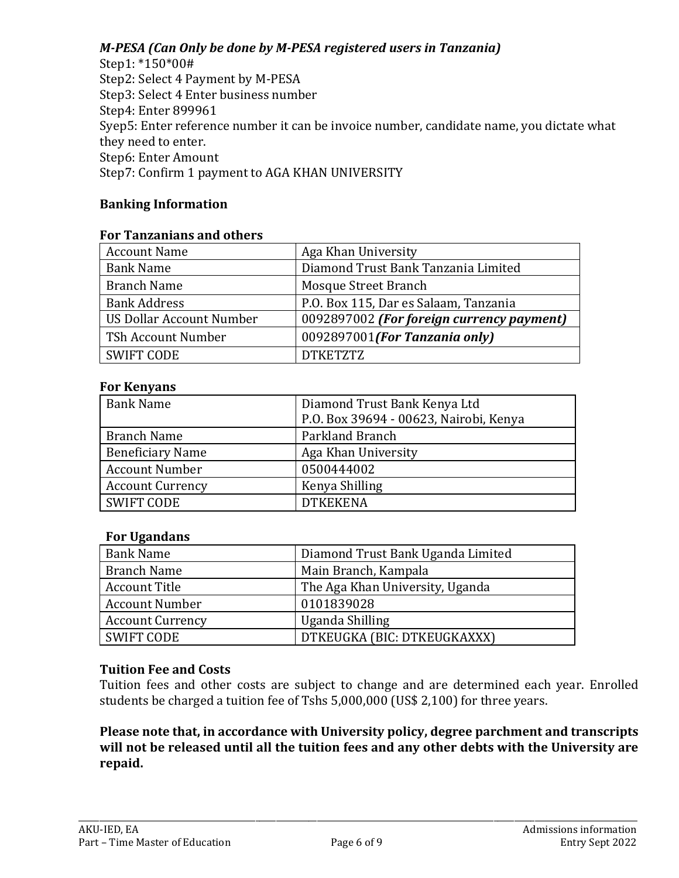***M-PESA (Can Only be done by M-PESA registered users in Tanzania)***

Step1: *150*00#
Step2: Select 4 Payment by M-PESA
Step3: Select 4 Enter business number
Step4: Enter 899961
Syep5: Enter reference number it can be invoice number, candidate name, you dictate what they need to enter.
Step6: Enter Amount
Step7: Confirm 1 payment to AGA KHAN UNIVERSITY

**Banking Information**

**For Tanzanians and others**

| | |
|---|---|
| Account Name | Aga Khan University |
| Bank Name | Diamond Trust Bank Tanzania Limited |
| Branch Name | Mosque Street Branch |
| Bank Address | P.O. Box 115, Dar es Salaam, Tanzania |
| US Dollar Account Number | 0092897002 ***(For foreign currency payment)*** |
| TSh Account Number | 0092897001***(For Tanzania only)*** |
| SWIFT CODE | DTKETZTZ |

**For Kenyans**

| | |
|---|---|
| Bank Name | Diamond Trust Bank Kenya Ltd<br>P.O. Box 39694 - 00623, Nairobi, Kenya |
| Branch Name | Parkland Branch |
| Beneficiary Name | Aga Khan University |
| Account Number | 0500444002 |
| Account Currency | Kenya Shilling |
| SWIFT CODE | DTKEKENA |

**For Ugandans**

| | |
|---|---|
| Bank Name | Diamond Trust Bank Uganda Limited |
| Branch Name | Main Branch, Kampala |
| Account Title | The Aga Khan University, Uganda |
| Account Number | 0101839028 |
| Account Currency | Uganda Shilling |
| SWIFT CODE | DTKEUGKA (BIC: DTKEUGKAXXX) |

**Tuition Fee and Costs**

Tuition fees and other costs are subject to change and are determined each year. Enrolled students be charged a tuition fee of Tshs 5,000,000 (US$ 2,100) for three years.

**Please note that, in accordance with University policy, degree parchment and transcripts will not be released until all the tuition fees and any other debts with the University are repaid.**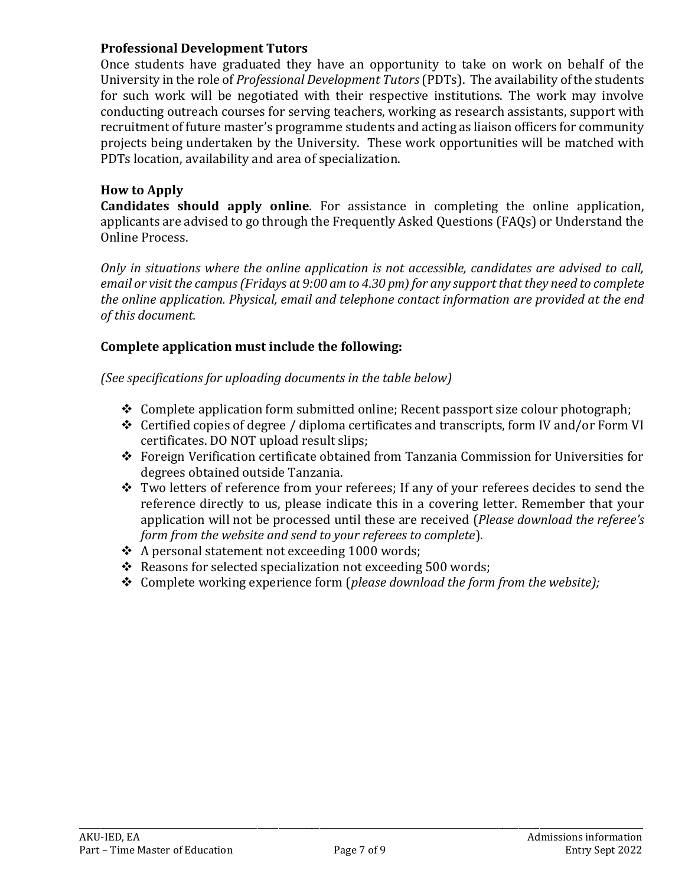### Professional Development Tutors

Once students have graduated they have an opportunity to take on work on behalf of the University in the role of *Professional Development Tutors* (PDTs). The availability of the students for such work will be negotiated with their respective institutions. The work may involve conducting outreach courses for serving teachers, working as research assistants, support with recruitment of future master's programme students and acting as liaison officers for community projects being undertaken by the University. These work opportunities will be matched with PDTs location, availability and area of specialization.

### How to Apply

**Candidates should apply online**. For assistance in completing the online application, applicants are advised to go through the Frequently Asked Questions (FAQs) or Understand the Online Process.

*Only in situations where the online application is not accessible, candidates are advised to call, email or visit the campus (Fridays at 9:00 am to 4.30 pm) for any support that they need to complete the online application. Physical, email and telephone contact information are provided at the end of this document.*

### Complete application must include the following:

*(See specifications for uploading documents in the table below)*

- Complete application form submitted online; Recent passport size colour photograph;
- Certified copies of degree / diploma certificates and transcripts, form IV and/or Form VI certificates. DO NOT upload result slips;
- Foreign Verification certificate obtained from Tanzania Commission for Universities for degrees obtained outside Tanzania.
- Two letters of reference from your referees; If any of your referees decides to send the reference directly to us, please indicate this in a covering letter. Remember that your application will not be processed until these are received (*Please download the referee's form from the website and send to your referees to complete*).
- A personal statement not exceeding 1000 words;
- Reasons for selected specialization not exceeding 500 words;
- Complete working experience form (*please download the form from the website);*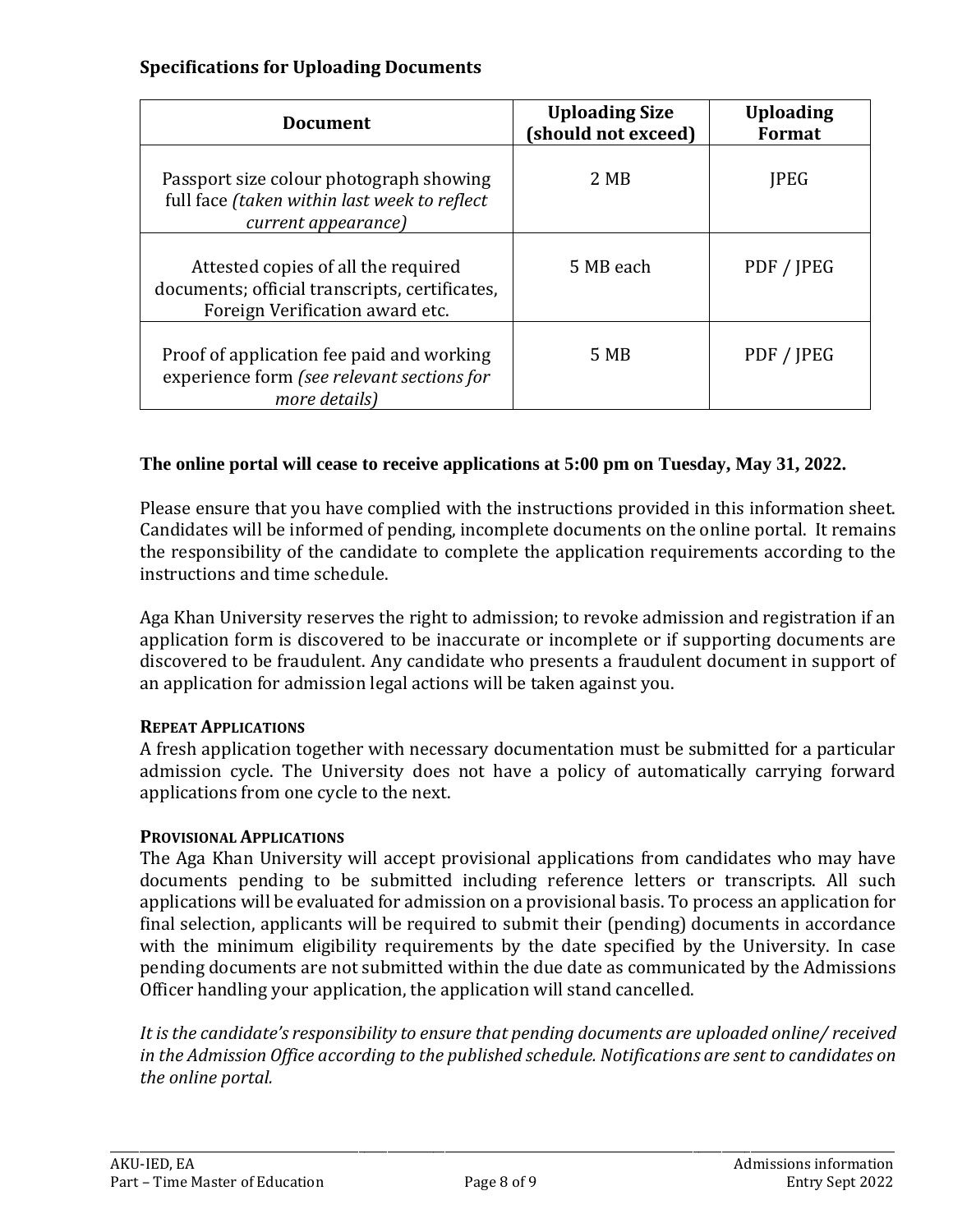### Specifications for Uploading Documents

| Document | Uploading Size (should not exceed) | Uploading Format |
|---|---|---|
| Passport size colour photograph showing full face *(taken within last week to reflect current appearance)* | 2 MB | JPEG |
| Attested copies of all the required documents; official transcripts, certificates, Foreign Verification award etc. | 5 MB each | PDF / JPEG |
| Proof of application fee paid and working experience form *(see relevant sections for more details)* | 5 MB | PDF / JPEG |

**The online portal will cease to receive applications at 5:00 pm on Tuesday, May 31, 2022.**

Please ensure that you have complied with the instructions provided in this information sheet. Candidates will be informed of pending, incomplete documents on the online portal. It remains the responsibility of the candidate to complete the application requirements according to the instructions and time schedule.

Aga Khan University reserves the right to admission; to revoke admission and registration if an application form is discovered to be inaccurate or incomplete or if supporting documents are discovered to be fraudulent. Any candidate who presents a fraudulent document in support of an application for admission legal actions will be taken against you.

**REPEAT APPLICATIONS**

A fresh application together with necessary documentation must be submitted for a particular admission cycle. The University does not have a policy of automatically carrying forward applications from one cycle to the next.

**PROVISIONAL APPLICATIONS**

The Aga Khan University will accept provisional applications from candidates who may have documents pending to be submitted including reference letters or transcripts. All such applications will be evaluated for admission on a provisional basis. To process an application for final selection, applicants will be required to submit their (pending) documents in accordance with the minimum eligibility requirements by the date specified by the University. In case pending documents are not submitted within the due date as communicated by the Admissions Officer handling your application, the application will stand cancelled.

*It is the candidate's responsibility to ensure that pending documents are uploaded online/ received in the Admission Office according to the published schedule. Notifications are sent to candidates on the online portal.*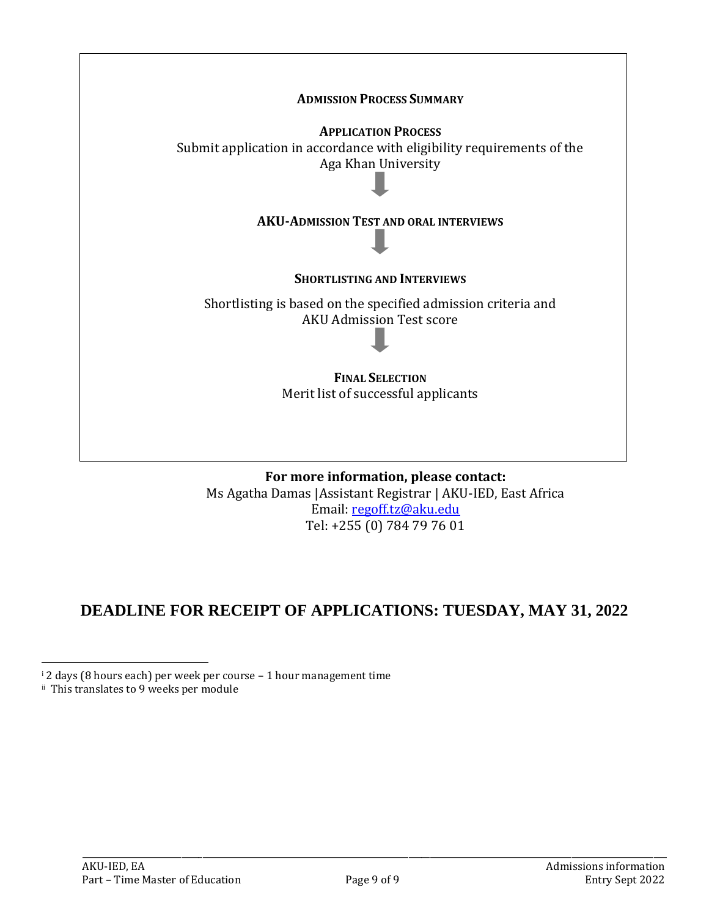## ADMISSION PROCESS SUMMARY

**APPLICATION PROCESS**

Submit application in accordance with eligibility requirements of the Aga Khan University

↓

**AKU-ADMISSION TEST AND ORAL INTERVIEWS**

↓

**SHORTLISTING AND INTERVIEWS**

Shortlisting is based on the specified admission criteria and AKU Admission Test score

↓

**FINAL SELECTION**

Merit list of successful applicants

**For more information, please contact:**

Ms Agatha Damas |Assistant Registrar | AKU-IED, East Africa

Email: regoff.tz@aku.edu

Tel: +255 (0) 784 79 76 01

## DEADLINE FOR RECEIPT OF APPLICATIONS: TUESDAY, MAY 31, 2022

---

[i] 2 days (8 hours each) per week per course – 1 hour management time

[ii] This translates to 9 weeks per module